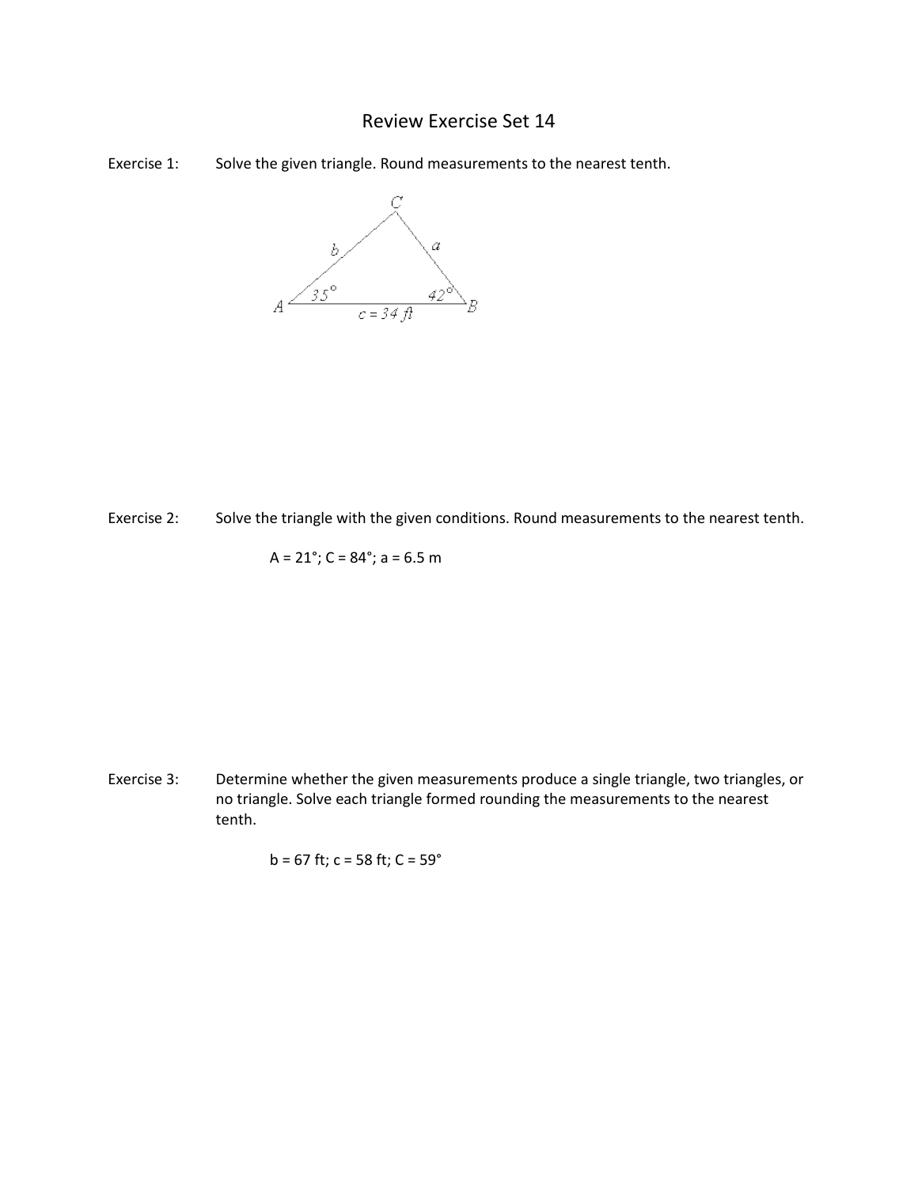# Review Exercise Set 14

Exercise 1: Solve the given triangle. Round measurements to the nearest tenth.

Exercise 2: Solve the triangle with the given conditions. Round measurements to the nearest tenth.

$A = 21°; C = 84°; a = 6.5$ m

Exercise 3: Determine whether the given measurements produce a single triangle, two triangles, or no triangle. Solve each triangle formed rounding the measurements to the nearest tenth.

$b = 67$ ft; $c = 58$ ft; $C = 59°$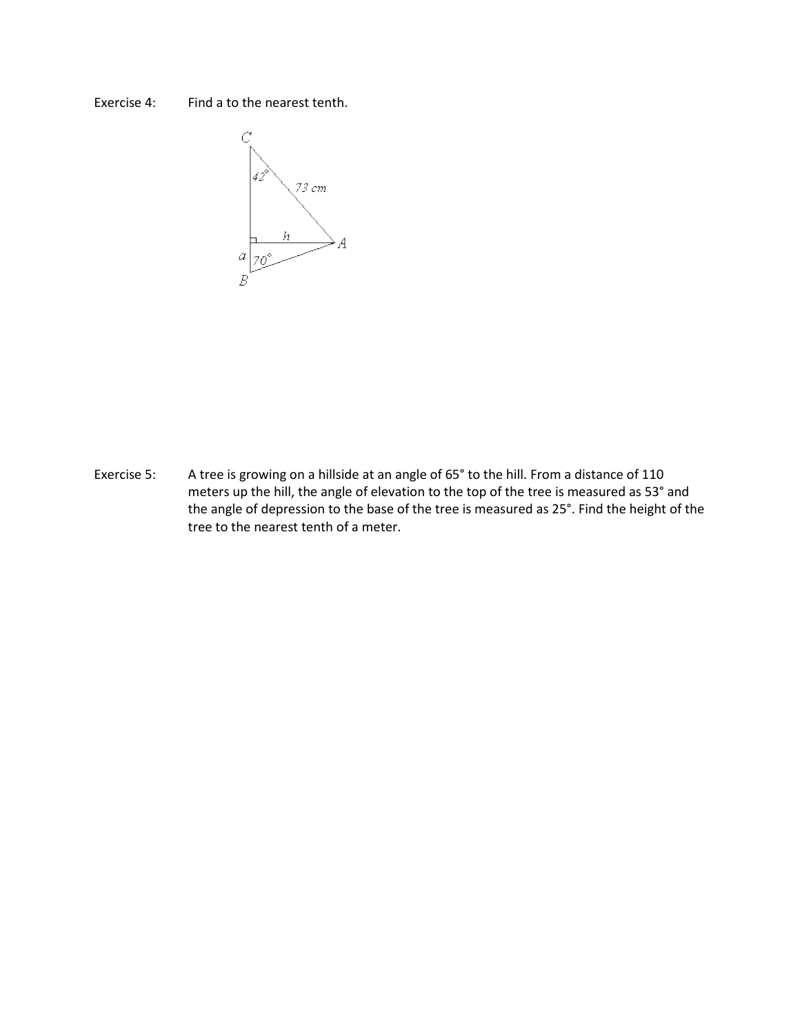Exercise 4: Find a to the nearest tenth.

Exercise 5: A tree is growing on a hillside at an angle of 65° to the hill. From a distance of 110 meters up the hill, the angle of elevation to the top of the tree is measured as 53° and the angle of depression to the base of the tree is measured as 25°. Find the height of the tree to the nearest tenth of a meter.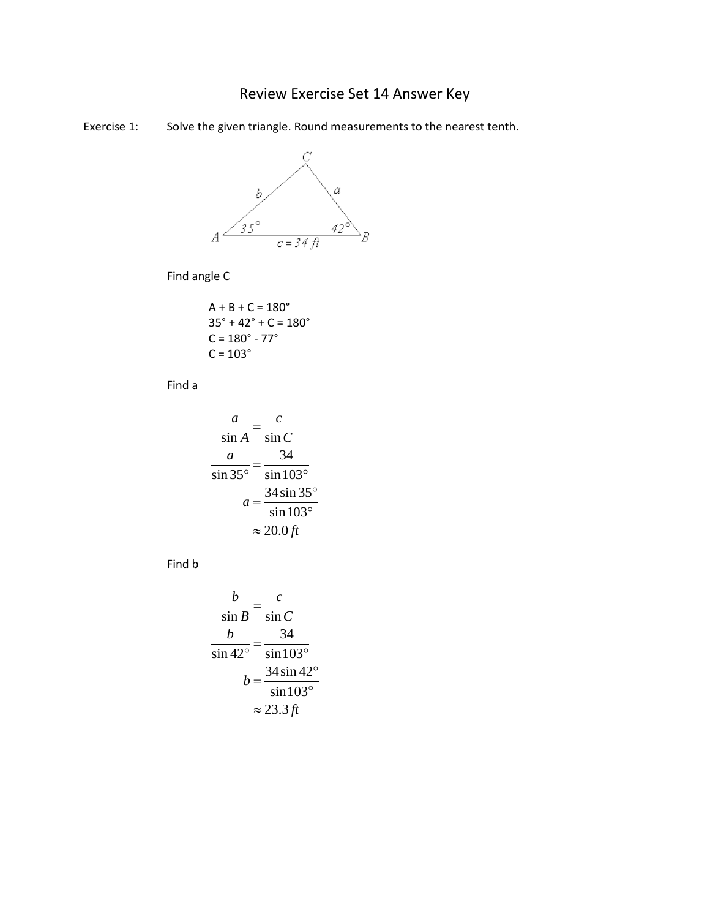# Review Exercise Set 14 Answer Key

Exercise 1: Solve the given triangle. Round measurements to the nearest tenth.

Find angle C

A + B + C = 180°
35° + 42° + C = 180°
C = 180° - 77°
C = 103°

Find a

$$
\begin{aligned}
\frac{a}{\sin A} &= \frac{c}{\sin C} \\
\frac{a}{\sin 35^\circ} &= \frac{34}{\sin 103^\circ} \\
a &= \frac{34\sin 35^\circ}{\sin 103^\circ} \\
&\approx 20.0\,ft
\end{aligned}
$$

Find b

$$
\begin{aligned}
\frac{b}{\sin B} &= \frac{c}{\sin C} \\
\frac{b}{\sin 42^\circ} &= \frac{34}{\sin 103^\circ} \\
b &= \frac{34\sin 42^\circ}{\sin 103^\circ} \\
&\approx 23.3\,ft
\end{aligned}
$$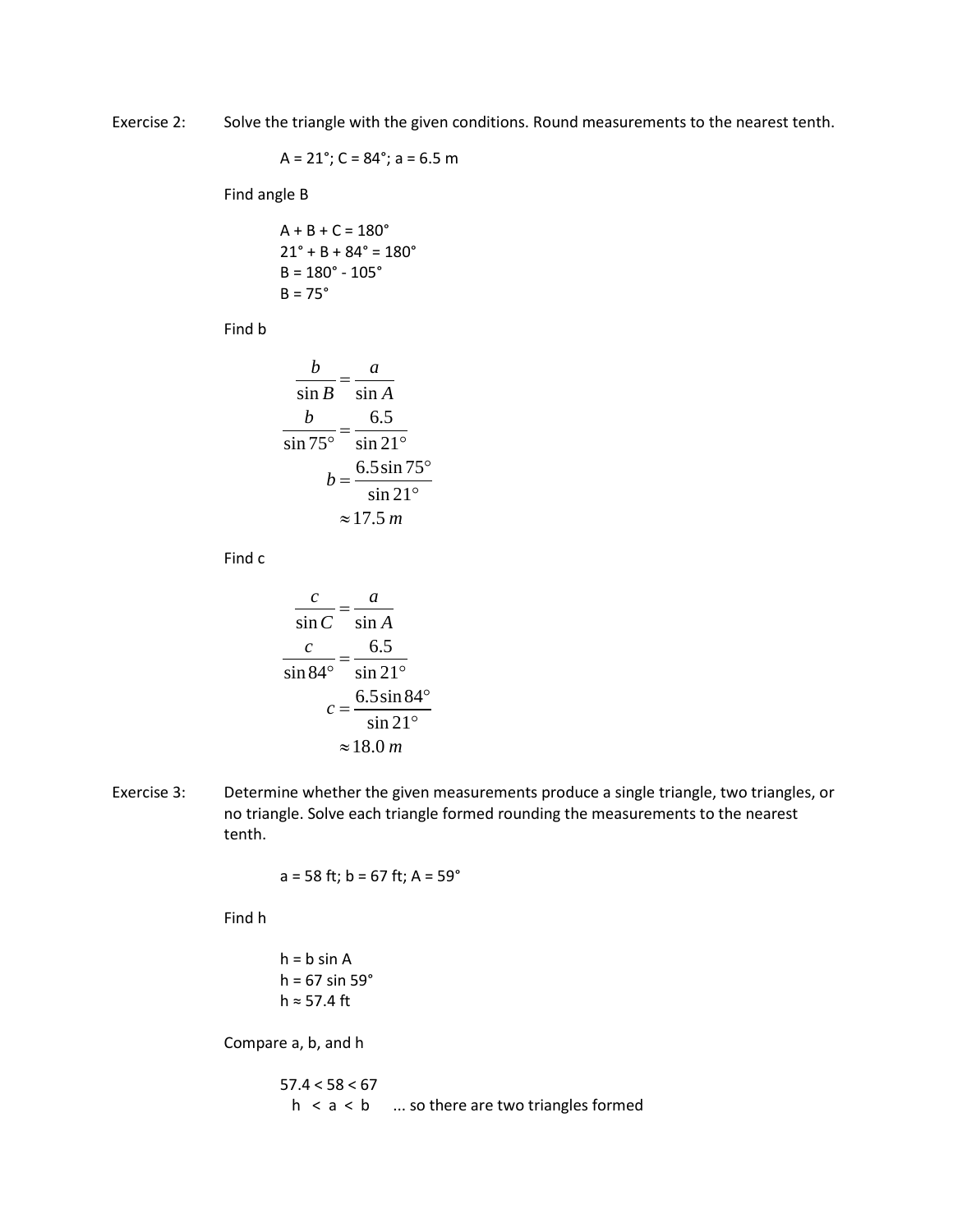Exercise 2: Solve the triangle with the given conditions. Round measurements to the nearest tenth.

$A = 21°$; $C = 84°$; $a = 6.5$ m

Find angle B

$A + B + C = 180°$
$21° + B + 84° = 180°$
$B = 180° - 105°$
$B = 75°$

Find b

$$\frac{b}{\sin B} = \frac{a}{\sin A}$$

$$\frac{b}{\sin 75°} = \frac{6.5}{\sin 21°}$$

$$b = \frac{6.5 \sin 75°}{\sin 21°}$$

$$\approx 17.5\, m$$

Find c

$$\frac{c}{\sin C} = \frac{a}{\sin A}$$

$$\frac{c}{\sin 84°} = \frac{6.5}{\sin 21°}$$

$$c = \frac{6.5 \sin 84°}{\sin 21°}$$

$$\approx 18.0\, m$$

Exercise 3: Determine whether the given measurements produce a single triangle, two triangles, or no triangle. Solve each triangle formed rounding the measurements to the nearest tenth.

$a = 58$ ft; $b = 67$ ft; $A = 59°$

Find h

$h = b \sin A$
$h = 67 \sin 59°$
$h \approx 57.4$ ft

Compare a, b, and h

$57.4 < 58 < 67$
$h < a < b$ ... so there are two triangles formed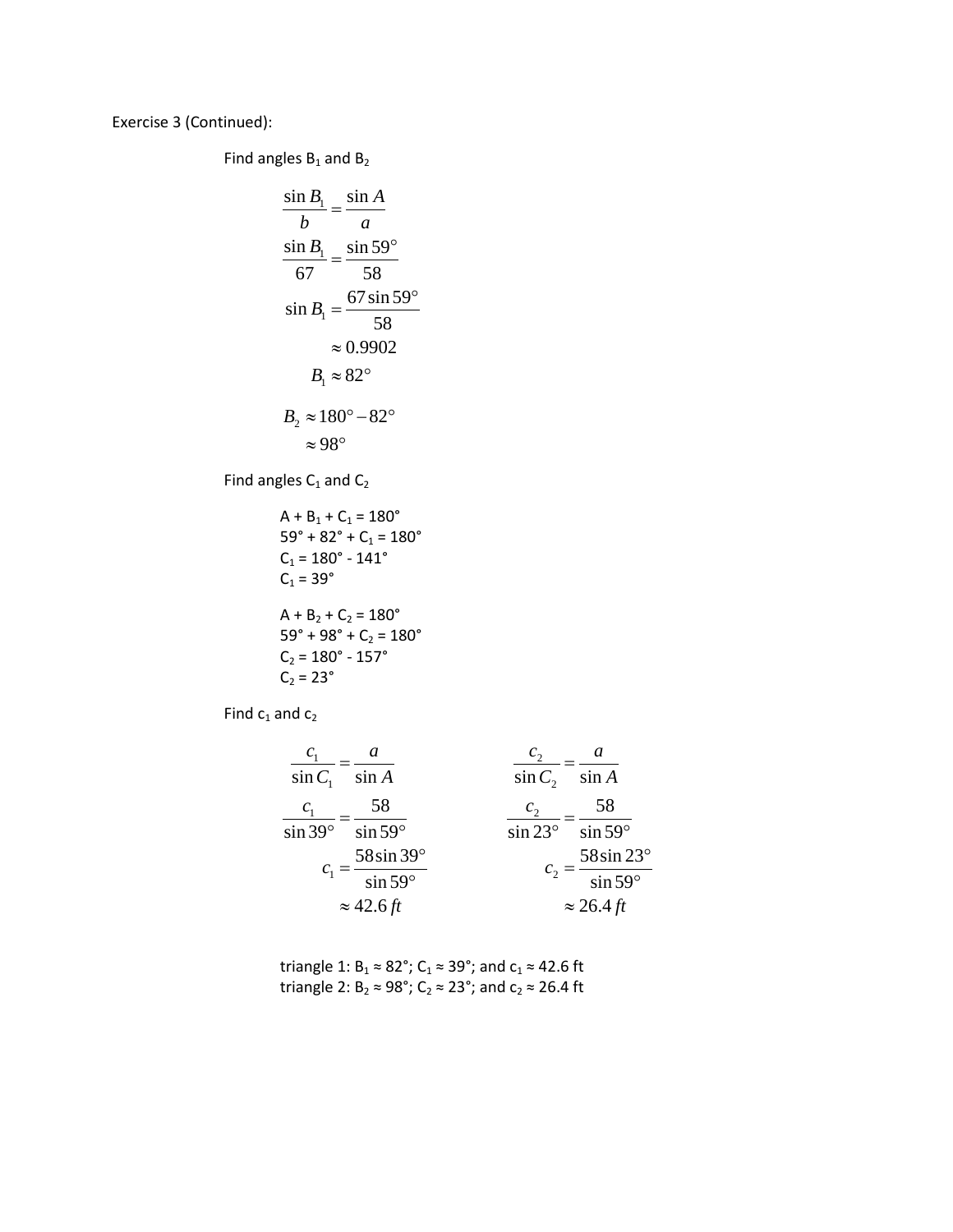Exercise 3 (Continued):

Find angles $B_1$ and $B_2$

$$\frac{\sin B_1}{b} = \frac{\sin A}{a}$$

$$\frac{\sin B_1}{67} = \frac{\sin 59^\circ}{58}$$

$$\sin B_1 = \frac{67 \sin 59^\circ}{58}$$

$$\approx 0.9902$$

$$B_1 \approx 82^\circ$$

$$B_2 \approx 180^\circ - 82^\circ$$

$$\approx 98^\circ$$

Find angles $C_1$ and $C_2$

$A + B_1 + C_1 = 180°$
$59° + 82° + C_1 = 180°$
$C_1 = 180° - 141°$
$C_1 = 39°$

$A + B_2 + C_2 = 180°$
$59° + 98° + C_2 = 180°$
$C_2 = 180° - 157°$
$C_2 = 23°$

Find $c_1$ and $c_2$

$$\frac{c_1}{\sin C_1} = \frac{a}{\sin A}$$

$$\frac{c_1}{\sin 39^\circ} = \frac{58}{\sin 59^\circ}$$

$$c_1 = \frac{58 \sin 39^\circ}{\sin 59^\circ}$$

$$\approx 42.6\, ft$$

$$\frac{c_2}{\sin C_2} = \frac{a}{\sin A}$$

$$\frac{c_2}{\sin 23^\circ} = \frac{58}{\sin 59^\circ}$$

$$c_2 = \frac{58 \sin 23^\circ}{\sin 59^\circ}$$

$$\approx 26.4\, ft$$

triangle 1: $B_1 \approx 82°$; $C_1 \approx 39°$; and $c_1 \approx 42.6$ ft
triangle 2: $B_2 \approx 98°$; $C_2 \approx 23°$; and $c_2 \approx 26.4$ ft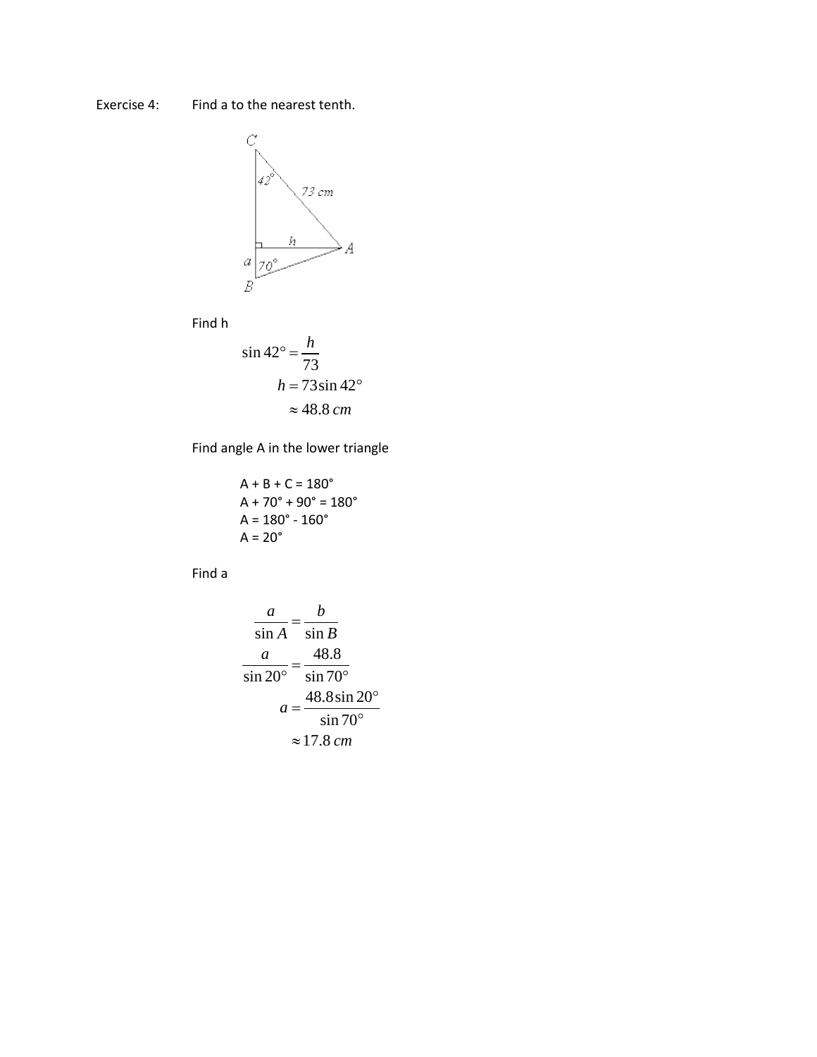Exercise 4: Find a to the nearest tenth.

Find h

$$\sin 42^\circ = \frac{h}{73}$$
$$h = 73 \sin 42^\circ$$
$$\approx 48.8\ cm$$

Find angle A in the lower triangle

A + B + C = 180°
A + 70° + 90° = 180°
A = 180° - 160°
A = 20°

Find a

$$\frac{a}{\sin A} = \frac{b}{\sin B}$$
$$\frac{a}{\sin 20^\circ} = \frac{48.8}{\sin 70^\circ}$$
$$a = \frac{48.8 \sin 20^\circ}{\sin 70^\circ}$$
$$\approx 17.8\ cm$$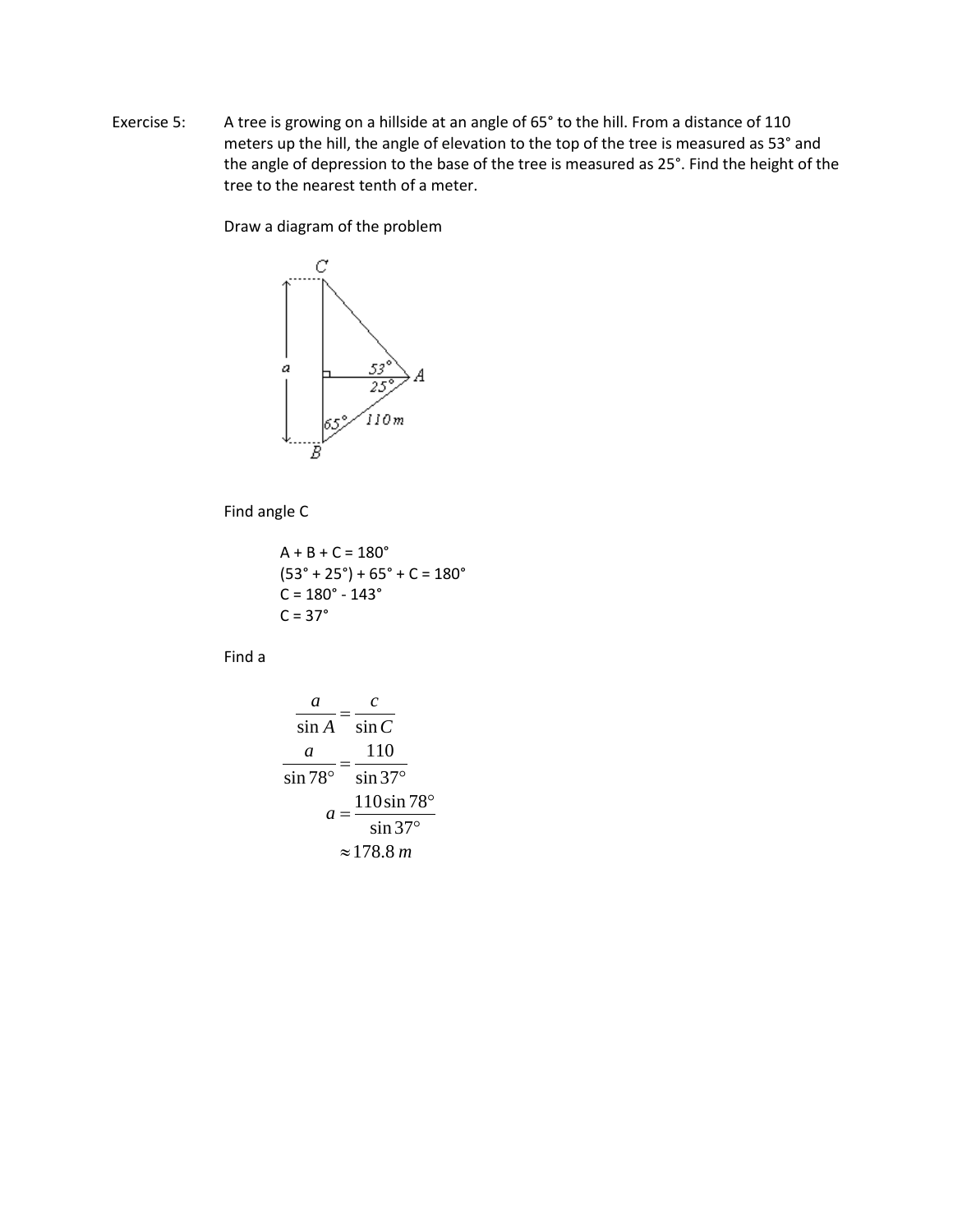Exercise 5: A tree is growing on a hillside at an angle of 65° to the hill. From a distance of 110 meters up the hill, the angle of elevation to the top of the tree is measured as 53° and the angle of depression to the base of the tree is measured as 25°. Find the height of the tree to the nearest tenth of a meter.

Draw a diagram of the problem

C

a

53°

25°

A

65°

110 m

B

Find angle C

A + B + C = 180°
(53° + 25°) + 65° + C = 180°
C = 180° - 143°
C = 37°

Find a

$$\frac{a}{\sin A} = \frac{c}{\sin C}$$

$$\frac{a}{\sin 78°} = \frac{110}{\sin 37°}$$

$$a = \frac{110 \sin 78°}{\sin 37°}$$

$$\approx 178.8\ m$$